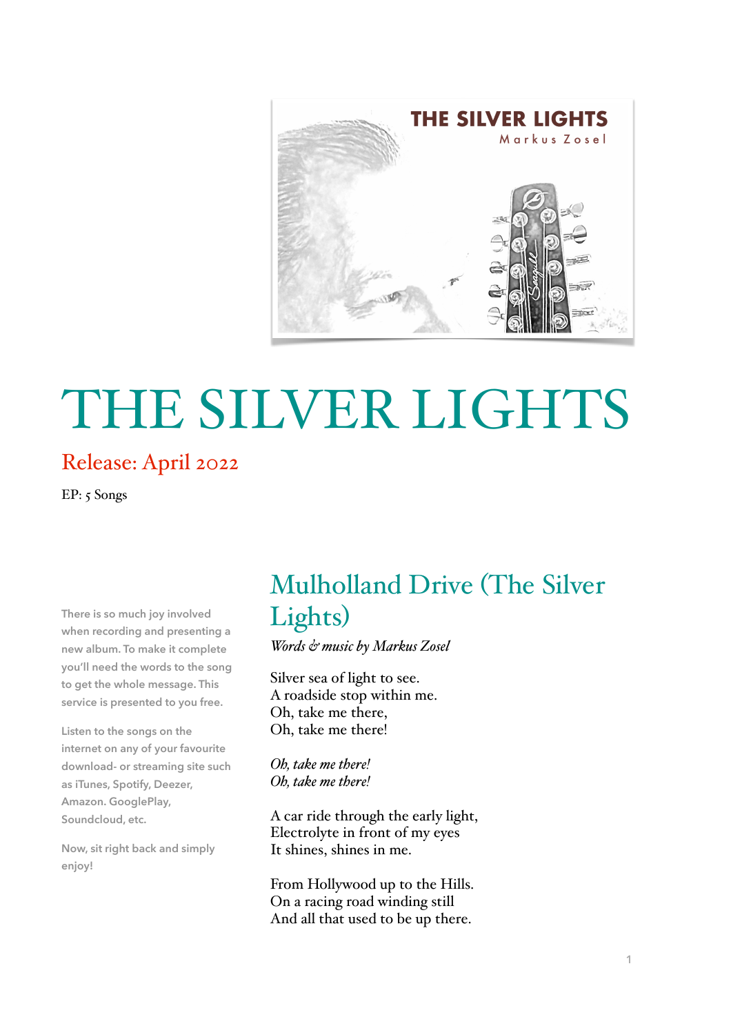# THE SILVER LIGHTS

## Release: April 2022

EP: 5 Songs

There is so much joy involved when recording and presenting a new album. To make it complete you'll need the words to the song to get the whole message. This service is presented to you free.

Listen to the songs on the internet on any of your favourite download- or streaming site such as iTunes, Spotify, Deezer, Amazon. GooglePlay, Soundcloud, etc.

Now, sit right back and simply enjoy!

## Mulholland Drive (The Silver Lights)

*Words & music by Markus Zosel*

Silver sea of light to see.  
A roadside stop within me.  
Oh, take me there,  
Oh, take me there!

*Oh, take me there!*  
*Oh, take me there!*

A car ride through the early light,  
Electrolyte in front of my eyes  
It shines, shines in me.

From Hollywood up to the Hills.  
On a racing road winding still  
And all that used to be up there.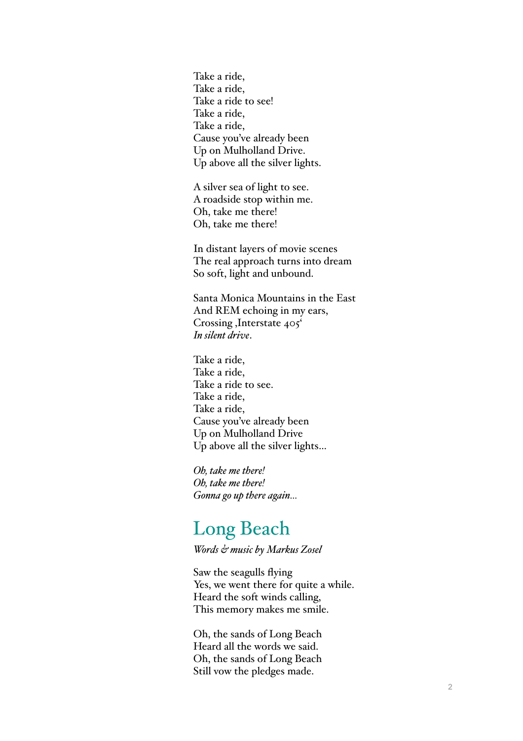Take a ride,  
Take a ride,  
Take a ride to see!  
Take a ride,  
Take a ride,  
Cause you've already been  
Up on Mulholland Drive.  
Up above all the silver lights.

A silver sea of light to see.  
A roadside stop within me.  
Oh, take me there!  
Oh, take me there!

In distant layers of movie scenes  
The real approach turns into dream  
So soft, light and unbound.

Santa Monica Mountains in the East  
And REM echoing in my ears,  
Crossing ‚Interstate 405'  
*In silent drive*.

Take a ride,  
Take a ride,  
Take a ride to see.  
Take a ride,  
Take a ride,  
Cause you've already been  
Up on Mulholland Drive  
Up above all the silver lights...

*Oh, take me there!*  
*Oh, take me there!*  
*Gonna go up there again...*

## Long Beach

*Words & music by Markus Zosel*

Saw the seagulls flying  
Yes, we went there for quite a while.  
Heard the soft winds calling,  
This memory makes me smile.

Oh, the sands of Long Beach  
Heard all the words we said.  
Oh, the sands of Long Beach  
Still vow the pledges made.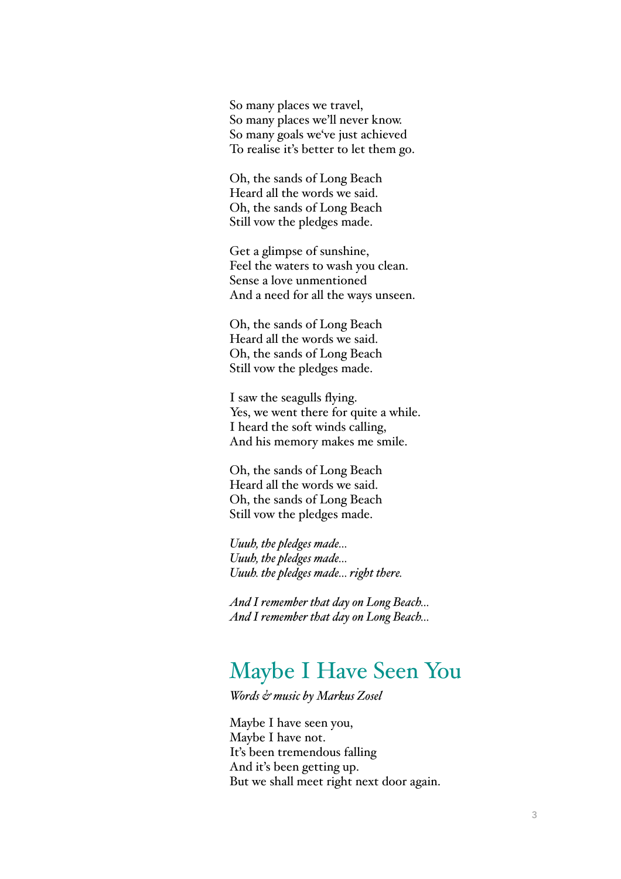So many places we travel,
So many places we'll never know.
So many goals we've just achieved
To realise it's better to let them go.

Oh, the sands of Long Beach
Heard all the words we said.
Oh, the sands of Long Beach
Still vow the pledges made.

Get a glimpse of sunshine,
Feel the waters to wash you clean.
Sense a love unmentioned
And a need for all the ways unseen.

Oh, the sands of Long Beach
Heard all the words we said.
Oh, the sands of Long Beach
Still vow the pledges made.

I saw the seagulls flying.
Yes, we went there for quite a while.
I heard the soft winds calling,
And his memory makes me smile.

Oh, the sands of Long Beach
Heard all the words we said.
Oh, the sands of Long Beach
Still vow the pledges made.

*Uuuh, the pledges made...*
*Uuuh, the pledges made...*
*Uuuh. the pledges made... right there.*

*And I remember that day on Long Beach...*
*And I remember that day on Long Beach...*

## Maybe I Have Seen You

*Words & music by Markus Zosel*

Maybe I have seen you,
Maybe I have not.
It's been tremendous falling
And it's been getting up.
But we shall meet right next door again.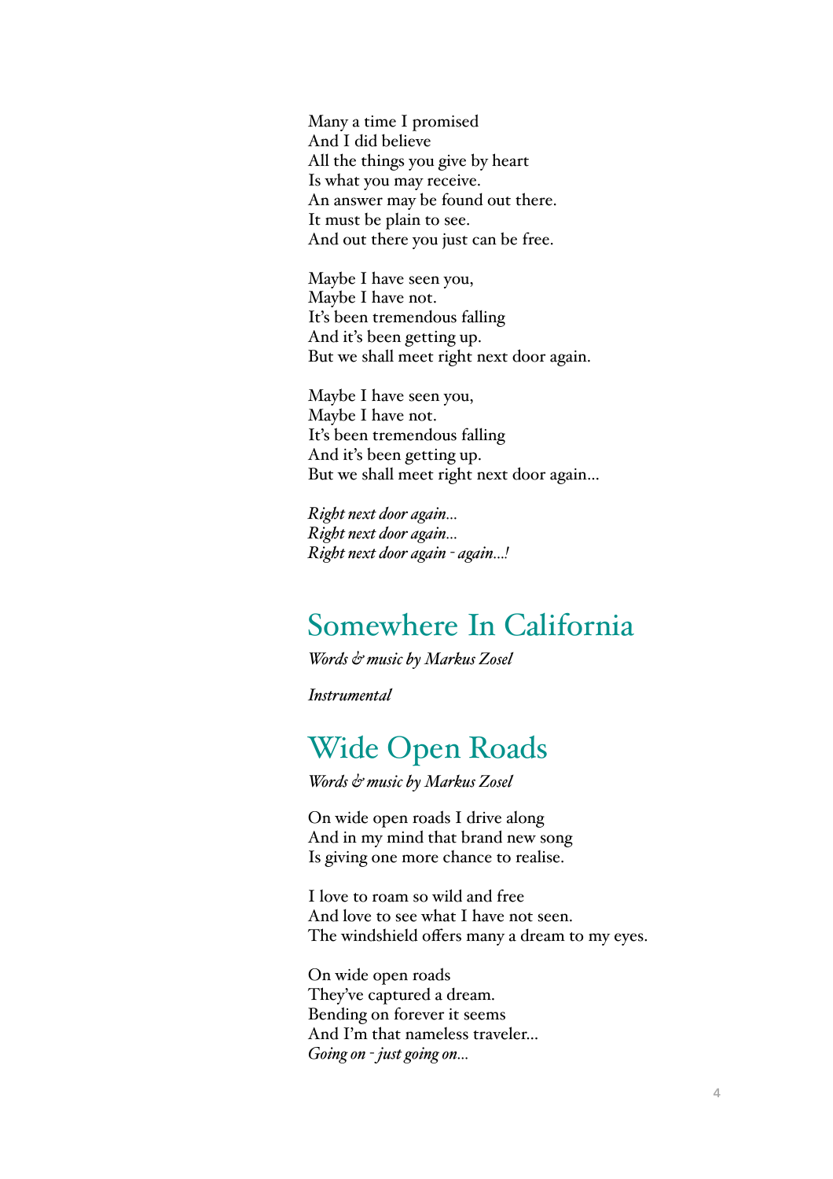Many a time I promised
And I did believe
All the things you give by heart
Is what you may receive.
An answer may be found out there.
It must be plain to see.
And out there you just can be free.

Maybe I have seen you,
Maybe I have not.
It's been tremendous falling
And it's been getting up.
But we shall meet right next door again.

Maybe I have seen you,
Maybe I have not.
It's been tremendous falling
And it's been getting up.
But we shall meet right next door again...

*Right next door again...*
*Right next door again...*
*Right next door again - again...!*

## Somewhere In California

*Words & music by Markus Zosel*

*Instrumental*

## Wide Open Roads

*Words & music by Markus Zosel*

On wide open roads I drive along
And in my mind that brand new song
Is giving one more chance to realise.

I love to roam so wild and free
And love to see what I have not seen.
The windshield offers many a dream to my eyes.

On wide open roads
They've captured a dream.
Bending on forever it seems
And I'm that nameless traveler...
*Going on - just going on...*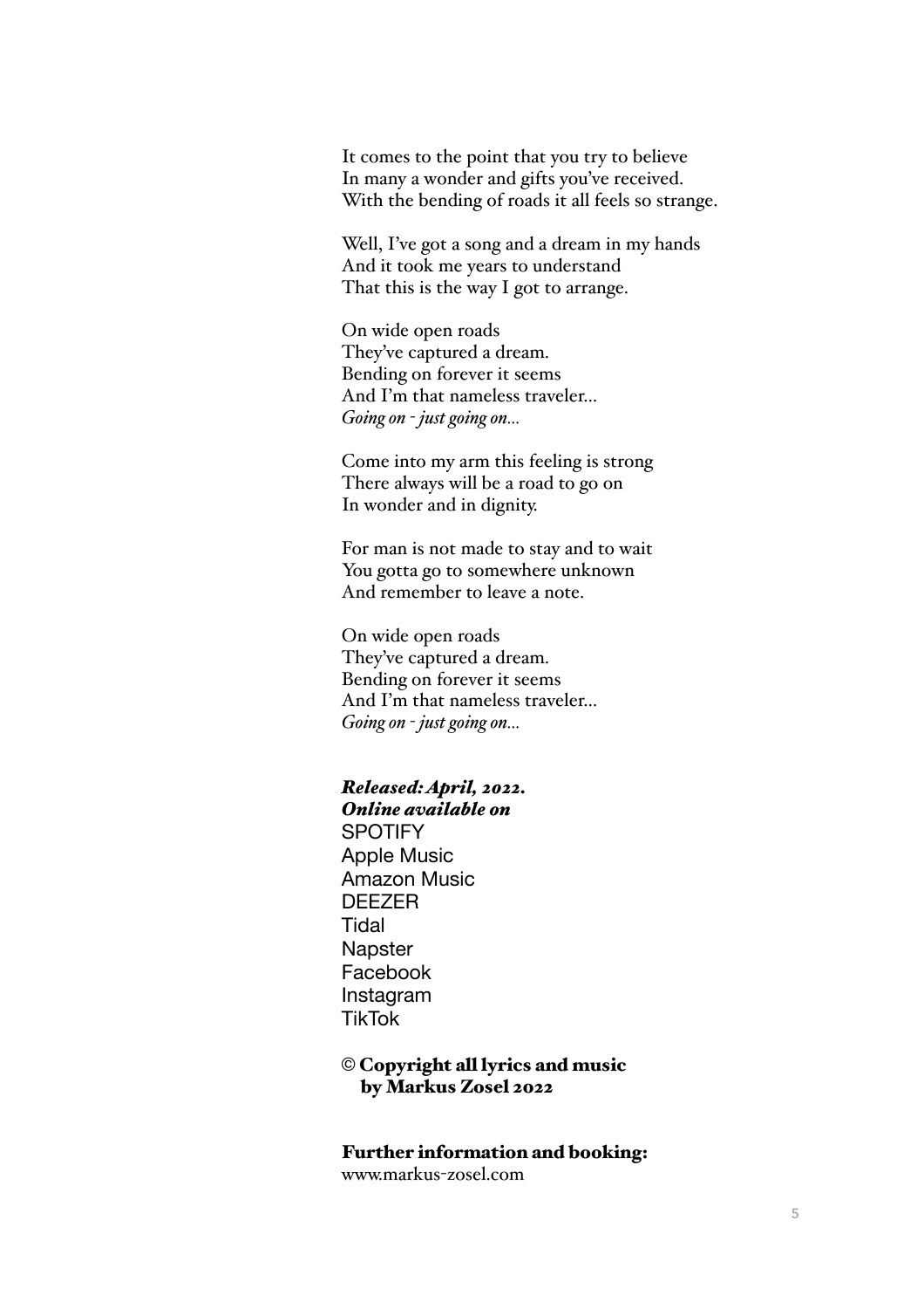It comes to the point that you try to believe  
In many a wonder and gifts you've received.  
With the bending of roads it all feels so strange.

Well, I've got a song and a dream in my hands  
And it took me years to understand  
That this is the way I got to arrange.

On wide open roads  
They've captured a dream.  
Bending on forever it seems  
And I'm that nameless traveler...  
*Going on - just going on...*

Come into my arm this feeling is strong  
There always will be a road to go on  
In wonder and in dignity.

For man is not made to stay and to wait  
You gotta go to somewhere unknown  
And remember to leave a note.

On wide open roads  
They've captured a dream.  
Bending on forever it seems  
And I'm that nameless traveler...  
*Going on - just going on...*

***Released: April, 2022.***  
***Online available on***  
SPOTIFY  
Apple Music  
Amazon Music  
DEEZER  
Tidal  
Napster  
Facebook  
Instagram  
TikTok

**© Copyright all lyrics and music by Markus Zosel 2022**

**Further information and booking:**  
www.markus-zosel.com